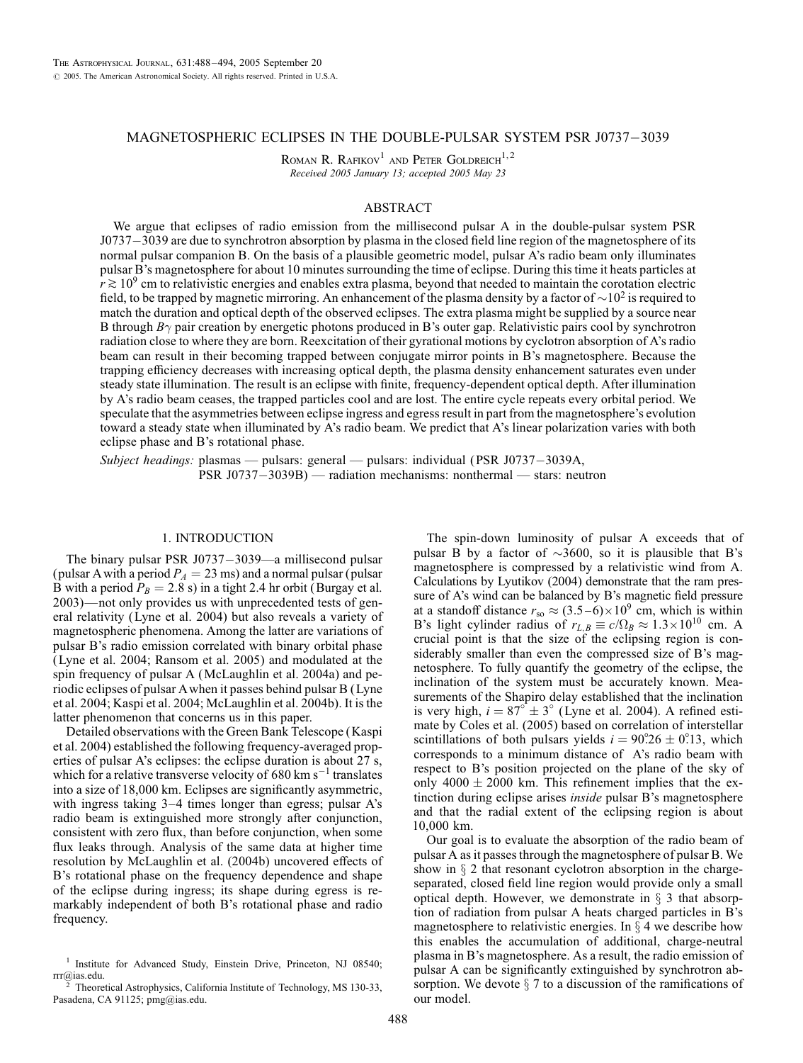# MAGNETOSPHERIC ECLIPSES IN THE DOUBLE-PULSAR SYSTEM PSR J0737−3039

Roman R. Rafikov[1] and Peter Goldreich[1,2]

*Received 2005 January 13; accepted 2005 May 23*

## ABSTRACT

We argue that eclipses of radio emission from the millisecond pulsar A in the double-pulsar system PSR J0737−3039 are due to synchrotron absorption by plasma in the closed field line region of the magnetosphere of its normal pulsar companion B. On the basis of a plausible geometric model, pulsar A's radio beam only illuminates pulsar B's magnetosphere for about 10 minutes surrounding the time of eclipse. During this time it heats particles at $r \gtrsim 10^9$ cm to relativistic energies and enables extra plasma, beyond that needed to maintain the corotation electric field, to be trapped by magnetic mirroring. An enhancement of the plasma density by a factor of $\sim 10^2$ is required to match the duration and optical depth of the observed eclipses. The extra plasma might be supplied by a source near B through $B\gamma$ pair creation by energetic photons produced in B's outer gap. Relativistic pairs cool by synchrotron radiation close to where they are born. Reexcitation of their gyrational motions by cyclotron absorption of A's radio beam can result in their becoming trapped between conjugate mirror points in B's magnetosphere. Because the trapping efficiency decreases with increasing optical depth, the plasma density enhancement saturates even under steady state illumination. The result is an eclipse with finite, frequency-dependent optical depth. After illumination by A's radio beam ceases, the trapped particles cool and are lost. The entire cycle repeats every orbital period. We speculate that the asymmetries between eclipse ingress and egress result in part from the magnetosphere's evolution toward a steady state when illuminated by A's radio beam. We predict that A's linear polarization varies with both eclipse phase and B's rotational phase.

*Subject headings:* plasmas — pulsars: general — pulsars: individual (PSR J0737−3039A, PSR J0737−3039B) — radiation mechanisms: nonthermal — stars: neutron

## 1. INTRODUCTION

The binary pulsar PSR J0737−3039—a millisecond pulsar (pulsar A with a period $P_A = 23$ ms) and a normal pulsar (pulsar B with a period $P_B = 2.8$ s) in a tight 2.4 hr orbit (Burgay et al. 2003)—not only provides us with unprecedented tests of general relativity (Lyne et al. 2004) but also reveals a variety of magnetospheric phenomena. Among the latter are variations of pulsar B's radio emission correlated with binary orbital phase (Lyne et al. 2004; Ransom et al. 2005) and modulated at the spin frequency of pulsar A (McLaughlin et al. 2004a) and periodic eclipses of pulsar A when it passes behind pulsar B (Lyne et al. 2004; Kaspi et al. 2004; McLaughlin et al. 2004b). It is the latter phenomenon that concerns us in this paper.

Detailed observations with the Green Bank Telescope (Kaspi et al. 2004) established the following frequency-averaged properties of pulsar A's eclipses: the eclipse duration is about 27 s, which for a relative transverse velocity of 680 km s$^{-1}$ translates into a size of 18,000 km. Eclipses are significantly asymmetric, with ingress taking 3–4 times longer than egress; pulsar A's radio beam is extinguished more strongly after conjunction, consistent with zero flux, than before conjunction, when some flux leaks through. Analysis of the same data at higher time resolution by McLaughlin et al. (2004b) uncovered effects of B's rotational phase on the frequency dependence and shape of the eclipse during ingress; its shape during egress is remarkably independent of both B's rotational phase and radio frequency.

The spin-down luminosity of pulsar A exceeds that of pulsar B by a factor of $\sim 3600$, so it is plausible that B's magnetosphere is compressed by a relativistic wind from A. Calculations by Lyutikov (2004) demonstrate that the ram pressure of A's wind can be balanced by B's magnetic field pressure at a standoff distance $r_{\rm so} \approx (3.5-6) \times 10^9$ cm, which is within B's light cylinder radius of $r_{L,B} \equiv c/\Omega_B \approx 1.3 \times 10^{10}$ cm. A crucial point is that the size of the eclipsing region is considerably smaller than even the compressed size of B's magnetosphere. To fully quantify the geometry of the eclipse, the inclination of the system must be accurately known. Measurements of the Shapiro delay established that the inclination is very high, $i = 87^\circ \pm 3^\circ$ (Lyne et al. 2004). A refined estimate by Coles et al. (2005) based on correlation of interstellar scintillations of both pulsars yields $i = 90.^\circ 26 \pm 0.^\circ 13$, which corresponds to a minimum distance of A's radio beam with respect to B's position projected on the plane of the sky of only $4000 \pm 2000$ km. This refinement implies that the extinction during eclipse arises *inside* pulsar B's magnetosphere and that the radial extent of the eclipsing region is about 10,000 km.

Our goal is to evaluate the absorption of the radio beam of pulsar A as it passes through the magnetosphere of pulsar B. We show in § 2 that resonant cyclotron absorption in the charge-separated, closed field line region would provide only a small optical depth. However, we demonstrate in § 3 that absorption of radiation from pulsar A heats charged particles in B's magnetosphere to relativistic energies. In § 4 we describe how this enables the accumulation of additional, charge-neutral plasma in B's magnetosphere. As a result, the radio emission of pulsar A can be significantly extinguished by synchrotron absorption. We devote § 7 to a discussion of the ramifications of our model.

[1] Institute for Advanced Study, Einstein Drive, Princeton, NJ 08540; rrr@ias.edu.

[2] Theoretical Astrophysics, California Institute of Technology, MS 130-33, Pasadena, CA 91125; pmg@ias.edu.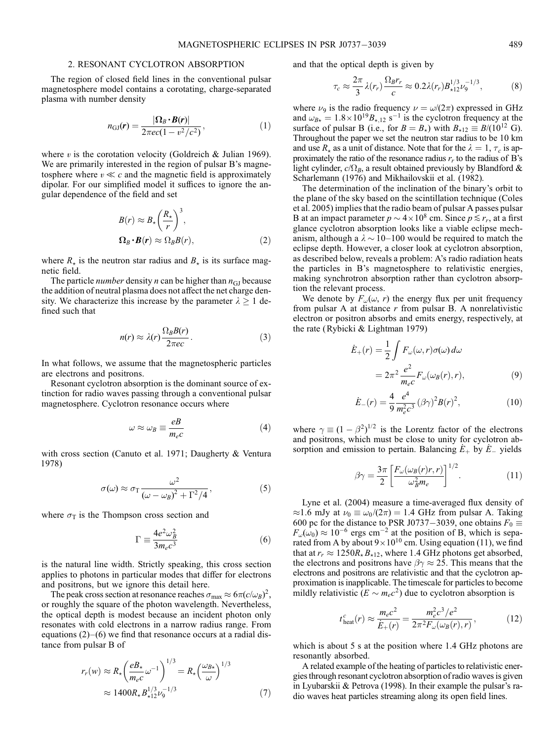## 2. RESONANT CYCLOTRON ABSORPTION

The region of closed field lines in the conventional pulsar magnetosphere model contains a corotating, charge-separated plasma with number density

$$n_{\rm GJ}(\boldsymbol{r}) = \frac{|\boldsymbol{\Omega}_B \cdot \boldsymbol{B}(\boldsymbol{r})|}{2\pi ec(1 - v^2/c^2)}, \tag{1}$$

where $v$ is the corotation velocity (Goldreich & Julian 1969). We are primarily interested in the region of pulsar B's magnetosphere where $v \ll c$ and the magnetic field is approximately dipolar. For our simplified model it suffices to ignore the angular dependence of the field and set

$$B(r) \approx B_\star \left(\frac{R_\star}{r}\right)^3,$$
$$\boldsymbol{\Omega}_B \cdot \boldsymbol{B}(\boldsymbol{r}) \approx \Omega_B B(r), \tag{2}$$

where $R_\star$ is the neutron star radius and $B_\star$ is its surface magnetic field.

The particle *number* density $n$ can be higher than $n_{\rm GJ}$ because the addition of neutral plasma does not affect the net charge density. We characterize this increase by the parameter $\lambda \geq 1$ defined such that

$$n(r) \approx \lambda(r)\frac{\Omega_B B(r)}{2\pi ec}. \tag{3}$$

In what follows, we assume that the magnetospheric particles are electrons and positrons.

Resonant cyclotron absorption is the dominant source of extinction for radio waves passing through a conventional pulsar magnetosphere. Cyclotron resonance occurs where

$$\omega \approx \omega_B \equiv \frac{eB}{m_e c} \tag{4}$$

with cross section (Canuto et al. 1971; Daugherty & Ventura 1978)

$$\sigma(\omega) \approx \sigma_{\rm T}\frac{\omega^2}{(\omega - \omega_B)^2 + \Gamma^2/4}, \tag{5}$$

where $\sigma_{\rm T}$ is the Thompson cross section and

$$\Gamma \equiv \frac{4e^2\omega_B^2}{3m_e c^3} \tag{6}$$

is the natural line width. Strictly speaking, this cross section applies to photons in particular modes that differ for electrons and positrons, but we ignore this detail here.

The peak cross section at resonance reaches $\sigma_{\max} \approx 6\pi(c/\omega_B)^2$, or roughly the square of the photon wavelength. Nevertheless, the optical depth is modest because an incident photon only resonates with cold electrons in a narrow radius range. From equations (2)–(6) we find that resonance occurs at a radial distance from pulsar B of

$$r_r(w) \approx R_\star\left(\frac{eB_\star}{m_e c}\omega^{-1}\right)^{1/3} = R_\star\left(\frac{\omega_{B\star}}{\omega}\right)^{1/3}$$
$$\approx 1400 R_\star B_{\star 12}^{1/3}\nu_9^{-1/3} \tag{7}$$

and that the optical depth is given by

$$\tau_c \approx \frac{2\pi}{3}\lambda(r_r)\frac{\Omega_B r_r}{c} \approx 0.2\lambda(r_r)B_{\star 12}^{1/3}\nu_9^{-1/3}, \tag{8}$$

where $\nu_9$ is the radio frequency $\nu = \omega/(2\pi)$ expressed in GHz and $\omega_{B\star} = 1.8\times10^{19}B_{\star,12}$ s$^{-1}$ is the cyclotron frequency at the surface of pulsar B (i.e., for $B = B_\star$) with $B_{\star 12} \equiv B/(10^{12}$ G). Throughout the paper we set the neutron star radius to be 10 km and use $R_\star$ as a unit of distance. Note that for the $\lambda = 1$, $\tau_c$ is approximately the ratio of the resonance radius $r_r$ to the radius of B's light cylinder, $c/\Omega_B$, a result obtained previously by Blandford & Scharlemann (1976) and Mikhailovskii et al. (1982).

The determination of the inclination of the binary's orbit to the plane of the sky based on the scintillation technique (Coles et al. 2005) implies that the radio beam of pulsar A passes pulsar B at an impact parameter $p \sim 4\times10^8$ cm. Since $p \lesssim r_r$, at a first glance cyclotron absorption looks like a viable eclipse mechanism, although a $\lambda \sim 10$–$100$ would be required to match the eclipse depth. However, a closer look at cyclotron absorption, as described below, reveals a problem: A's radio radiation heats the particles in B's magnetosphere to relativistic energies, making synchrotron absorption rather than cyclotron absorption the relevant process.

We denote by $F_\omega(\omega, r)$ the energy flux per unit frequency from pulsar A at distance $r$ from pulsar B. A nonrelativistic electron or positron absorbs and emits energy, respectively, at the rate (Rybicki & Lightman 1979)

$$\dot{E}_+(r) = \frac{1}{2}\int F_\omega(\omega, r)\sigma(\omega)\,d\omega$$
$$= 2\pi^2\frac{e^2}{m_e c}F_\omega(\omega_B(r), r), \tag{9}$$

$$\dot{E}_-(r) = \frac{4}{9}\frac{e^4}{m_e^2 c^3}(\beta\gamma)^2 B(r)^2, \tag{10}$$

where $\gamma \equiv (1 - \beta^2)^{1/2}$ is the Lorentz factor of the electrons and positrons, which must be close to unity for cyclotron absorption and emission to pertain. Balancing $\dot{E}_+$ by $\dot{E}_-$ yields

$$\beta\gamma = \frac{3\pi}{2}\left[\frac{F_\omega(\omega_B(r)r, r)}{\omega_B^2 m_e}\right]^{1/2}. \tag{11}$$

Lyne et al. (2004) measure a time-averaged flux density of $\approx$1.6 mJy at $\nu_0 \equiv \omega_0/(2\pi) = 1.4$ GHz from pulsar A. Taking 600 pc for the distance to PSR J0737−3039, one obtains $F_0 \equiv F_\omega(\omega_0) \approx 10^{-6}$ ergs cm$^{-2}$ at the position of B, which is separated from A by about $9\times10^{10}$ cm. Using equation (11), we find that at $r_r \approx 1250 R_\star B_{\star 12}$, where 1.4 GHz photons get absorbed, the electrons and positrons have $\beta\gamma \approx 25$. This means that the electrons and positrons are relativistic and that the cyclotron approximation is inapplicable. The timescale for particles to become mildly relativistic ($E \sim m_e c^2$) due to cyclotron absorption is

$$t_{\rm heat}^c(r) \approx \frac{m_e c^2}{\dot{E}_+(r)} = \frac{m_e^2 c^3/e^2}{2\pi^2 F_\omega(\omega_B(r), r)}, \tag{12}$$

which is about 5 s at the position where 1.4 GHz photons are resonantly absorbed.

A related example of the heating of particles to relativistic energies through resonant cyclotron absorption of radio waves is given in Lyubarskii & Petrova (1998). In their example the pulsar's radio waves heat particles streaming along its open field lines.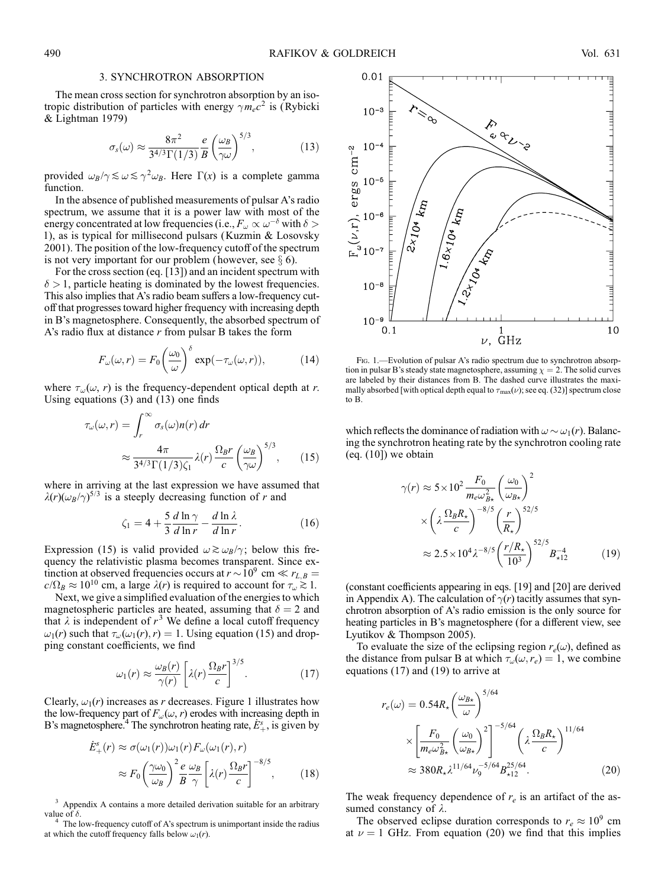## 3. SYNCHROTRON ABSORPTION

The mean cross section for synchrotron absorption by an isotropic distribution of particles with energy $\gamma m_e c^2$ is (Rybicki & Lightman 1979)

$$\sigma_s(\omega) \approx \frac{8\pi^2}{3^{4/3}\Gamma(1/3)} \frac{e}{B} \left(\frac{\omega_B}{\gamma \omega}\right)^{5/3}, \tag{13}$$

provided $\omega_B/\gamma \lesssim \omega \lesssim \gamma^2 \omega_B$. Here $\Gamma(x)$ is a complete gamma function.

In the absence of published measurements of pulsar A's radio spectrum, we assume that it is a power law with most of the energy concentrated at low frequencies (i.e., $F_\omega \propto \omega^{-\delta}$ with $\delta > 1$), as is typical for millisecond pulsars (Kuzmin & Losovsky 2001). The position of the low-frequency cutoff of the spectrum is not very important for our problem (however, see § 6).

For the cross section (eq. [13]) and an incident spectrum with $\delta > 1$, particle heating is dominated by the lowest frequencies. This also implies that A's radio beam suffers a low-frequency cutoff that progresses toward higher frequency with increasing depth in B's magnetosphere. Consequently, the absorbed spectrum of A's radio flux at distance $r$ from pulsar B takes the form

$$F_\omega(\omega, r) = F_0 \left(\frac{\omega_0}{\omega}\right)^{\delta} \exp(-\tau_\omega(\omega, r)), \tag{14}$$

where $\tau_\omega(\omega, r)$ is the frequency-dependent optical depth at $r$. Using equations (3) and (13) one finds

$$\tau_\omega(\omega, r) = \int_r^\infty \sigma_s(\omega) n(r)\, dr \approx \frac{4\pi}{3^{4/3}\Gamma(1/3)\zeta_1} \lambda(r) \frac{\Omega_B r}{c} \left(\frac{\omega_B}{\gamma\omega}\right)^{5/3}, \tag{15}$$

where in arriving at the last expression we have assumed that $\lambda(r)(\omega_B/\gamma)^{5/3}$ is a steeply decreasing function of $r$ and

$$\zeta_1 = 4 + \frac{5}{3}\frac{d \ln \gamma}{d \ln r} - \frac{d \ln \lambda}{d \ln r}. \tag{16}$$

Expression (15) is valid provided $\omega \gtrsim \omega_B/\gamma$; below this frequency the relativistic plasma becomes transparent. Since extinction at observed frequencies occurs at $r \sim 10^9$ cm $\ll r_{L,B} = c/\Omega_B \approx 10^{10}$ cm, a large $\lambda(r)$ is required to account for $\tau_\omega \gtrsim 1$.

Next, we give a simplified evaluation of the energies to which magnetospheric particles are heated, assuming that $\delta = 2$ and that $\lambda$ is independent of $r$.[3] We define a local cutoff frequency $\omega_1(r)$ such that $\tau_\omega(\omega_1(r), r) = 1$. Using equation (15) and dropping constant coefficients, we find

$$\omega_1(r) \approx \frac{\omega_B(r)}{\gamma(r)} \left[\lambda(r) \frac{\Omega_B r}{c}\right]^{3/5}. \tag{17}$$

Clearly, $\omega_1(r)$ increases as $r$ decreases. Figure 1 illustrates how the low-frequency part of $F_\omega(\omega, r)$ erodes with increasing depth in B's magnetosphere.[4] The synchrotron heating rate, $\dot{E}_+^s$, is given by

$$\dot{E}_+^s(r) \approx \sigma(\omega_1(r))\omega_1(r) F_\omega(\omega_1(r), r) \approx F_0 \left(\frac{\gamma \omega_0}{\omega_B}\right)^2 \frac{e}{B} \frac{\omega_B}{\gamma} \left[\lambda(r) \frac{\Omega_B r}{c}\right]^{-8/5}, \tag{18}$$

[3] Appendix A contains a more detailed derivation suitable for an arbitrary value of $\delta$.

[4] The low-frequency cutoff of A's spectrum is unimportant inside the radius at which the cutoff frequency falls below $\omega_1(r)$.

Fig. 1.—Evolution of pulsar A's radio spectrum due to synchrotron absorption in pulsar B's steady state magnetosphere, assuming $\chi = 2$. The solid curves are labeled by their distances from B. The dashed curve illustrates the maximally absorbed [with optical depth equal to $\tau_{max}(\nu)$; see eq. (32)] spectrum close to B.

which reflects the dominance of radiation with $\omega \sim \omega_1(r)$. Balancing the synchrotron heating rate by the synchrotron cooling rate (eq. [10]) we obtain

$$\gamma(r) \approx 5 \times 10^2 \frac{F_0}{m_e \omega_{B\star}^2} \left(\frac{\omega_0}{\omega_{B\star}}\right)^2 \times \left(\lambda \frac{\Omega_B R_\star}{c}\right)^{-8/5} \left(\frac{r}{R_\star}\right)^{52/5} \approx 2.5 \times 10^4 \lambda^{-8/5} \left(\frac{r/R_\star}{10^3}\right)^{52/5} B_{\star 12}^{-4} \tag{19}$$

(constant coefficients appearing in eqs. [19] and [20] are derived in Appendix A). The calculation of $\gamma(r)$ tacitly assumes that synchrotron absorption of A's radio emission is the only source for heating particles in B's magnetosphere (for a different view, see Lyutikov & Thompson 2005).

To evaluate the size of the eclipsing region $r_e(\omega)$, defined as the distance from pulsar B at which $\tau_\omega(\omega, r_e) = 1$, we combine equations (17) and (19) to arrive at

$$r_e(\omega) = 0.54 R_\star \left(\frac{\omega_{B\star}}{\omega}\right)^{5/64} \times \left[\frac{F_0}{m_e \omega_{B\star}^2}\left(\frac{\omega_0}{\omega_{B\star}}\right)^2\right]^{-5/64} \left(\lambda \frac{\Omega_B R_\star}{c}\right)^{11/64} \approx 380 R_\star \lambda^{11/64} \nu_9^{-5/64} B_{\star 12}^{25/64}. \tag{20}$$

The weak frequency dependence of $r_e$ is an artifact of the assumed constancy of $\lambda$.

The observed eclipse duration corresponds to $r_e \approx 10^9$ cm at $\nu = 1$ GHz. From equation (20) we find that this implies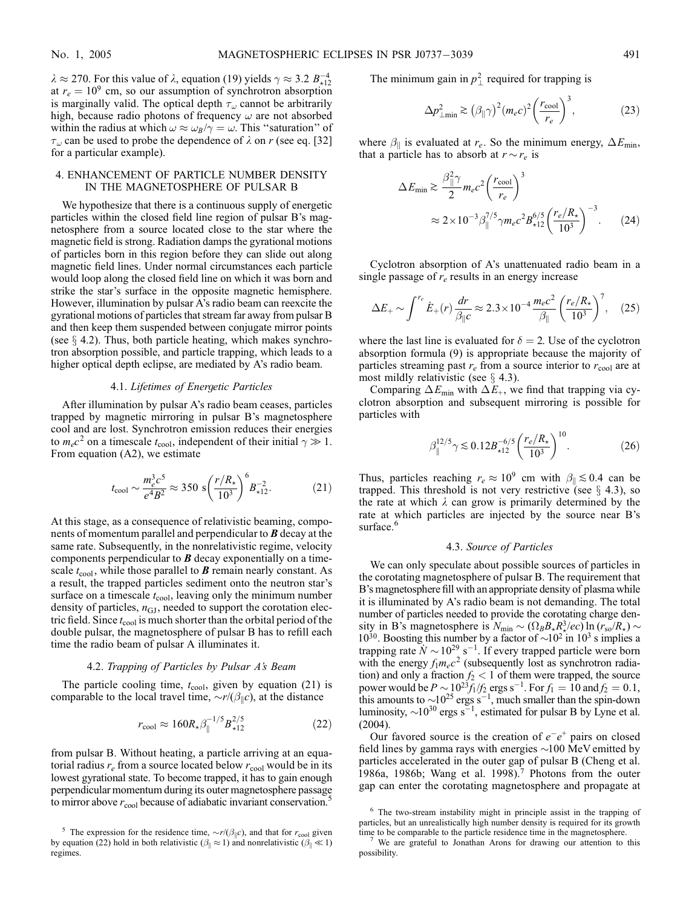$\lambda \approx 270$. For this value of $\lambda$, equation (19) yields $\gamma \approx 3.2\ B_{\star 12}^{-4}$ at $r_e = 10^9$ cm, so our assumption of synchrotron absorption is marginally valid. The optical depth $\tau_\omega$ cannot be arbitrarily high, because radio photons of frequency $\omega$ are not absorbed within the radius at which $\omega \approx \omega_B/\gamma = \omega$. This "saturation" of $\tau_\omega$ can be used to probe the dependence of $\lambda$ on $r$ (see eq. [32] for a particular example).

## 4. ENHANCEMENT OF PARTICLE NUMBER DENSITY IN THE MAGNETOSPHERE OF PULSAR B

We hypothesize that there is a continuous supply of energetic particles within the closed field line region of pulsar B's magnetosphere from a source located close to the star where the magnetic field is strong. Radiation damps the gyrational motions of particles born in this region before they can slide out along magnetic field lines. Under normal circumstances each particle would loop along the closed field line on which it was born and strike the star's surface in the opposite magnetic hemisphere. However, illumination by pulsar A's radio beam can reexcite the gyrational motions of particles that stream far away from pulsar B and then keep them suspended between conjugate mirror points (see § 4.2). Thus, both particle heating, which makes synchrotron absorption possible, and particle trapping, which leads to a higher optical depth eclipse, are mediated by A's radio beam.

### 4.1. *Lifetimes of Energetic Particles*

After illumination by pulsar A's radio beam ceases, particles trapped by magnetic mirroring in pulsar B's magnetosphere cool and are lost. Synchrotron emission reduces their energies to $m_e c^2$ on a timescale $t_{\rm cool}$, independent of their initial $\gamma \gg 1$. From equation (A2), we estimate

$$t_{\rm cool} \sim \frac{m_e^3 c^5}{e^4 B^2} \approx 350\ {\rm s} \left(\frac{r/R_\star}{10^3}\right)^6 B_{\star 12}^{-2}. \tag{21}$$

At this stage, as a consequence of relativistic beaming, components of momentum parallel and perpendicular to $\boldsymbol{B}$ decay at the same rate. Subsequently, in the nonrelativistic regime, velocity components perpendicular to $\boldsymbol{B}$ decay exponentially on a timescale $t_{\rm cool}$, while those parallel to $\boldsymbol{B}$ remain nearly constant. As a result, the trapped particles sediment onto the neutron star's surface on a timescale $t_{\rm cool}$, leaving only the minimum number density of particles, $n_{\rm GJ}$, needed to support the corotation electric field. Since $t_{\rm cool}$ is much shorter than the orbital period of the double pulsar, the magnetosphere of pulsar B has to refill each time the radio beam of pulsar A illuminates it.

### 4.2. *Trapping of Particles by Pulsar A's Beam*

The particle cooling time, $t_{\rm cool}$, given by equation (21) is comparable to the local travel time, $\sim r/(\beta_\parallel c)$, at the distance

$$r_{\rm cool} \approx 160 R_\star \beta_\parallel^{-1/5} B_{\star 12}^{2/5} \tag{22}$$

from pulsar B. Without heating, a particle arriving at an equatorial radius $r_e$ from a source located below $r_{\rm cool}$ would be in its lowest gyrational state. To become trapped, it has to gain enough perpendicular momentum during its outer magnetosphere passage to mirror above $r_{\rm cool}$ because of adiabatic invariant conservation.[5]

The minimum gain in $p_\perp^2$ required for trapping is

$$\Delta p_{\perp \min}^2 \gtrsim (\beta_\parallel \gamma)^2 (m_e c)^2 \left(\frac{r_{\rm cool}}{r_e}\right)^3, \tag{23}$$

where $\beta_\parallel$ is evaluated at $r_e$. So the minimum energy, $\Delta E_{\min}$, that a particle has to absorb at $r \sim r_e$ is

$$\begin{aligned}\Delta E_{\min} &\gtrsim \frac{\beta_\parallel^2 \gamma}{2} m_e c^2 \left(\frac{r_{\rm cool}}{r_e}\right)^3 \\ &\approx 2 \times 10^{-3} \beta_\parallel^{7/5} \gamma m_e c^2 B_{\star 12}^{6/5} \left(\frac{r_e/R_\star}{10^3}\right)^{-3}. \end{aligned} \tag{24}$$

Cyclotron absorption of A's unattenuated radio beam in a single passage of $r_e$ results in an energy increase

$$\Delta E_+ \sim \int^{r_e} \dot{E}_+(r) \frac{dr}{\beta_\parallel c} \approx 2.3 \times 10^{-4} \frac{m_e c^2}{\beta_\parallel} \left(\frac{r_e/R_\star}{10^3}\right)^7, \tag{25}$$

where the last line is evaluated for $\delta = 2$. Use of the cyclotron absorption formula (9) is appropriate because the majority of particles streaming past $r_e$ from a source interior to $r_{\rm cool}$ are at most mildly relativistic (see § 4.3).

Comparing $\Delta E_{\min}$ with $\Delta E_+$, we find that trapping via cyclotron absorption and subsequent mirroring is possible for particles with

$$\beta_\parallel^{12/5} \gamma \lesssim 0.12 B_{\star 12}^{-6/5} \left(\frac{r_e/R_\star}{10^3}\right)^{10}. \tag{26}$$

Thus, particles reaching $r_e \approx 10^9$ cm with $\beta_\parallel \lesssim 0.4$ can be trapped. This threshold is not very restrictive (see § 4.3), so the rate at which $\lambda$ can grow is primarily determined by the rate at which particles are injected by the source near B's surface.[6]

### 4.3. *Source of Particles*

We can only speculate about possible sources of particles in the corotating magnetosphere of pulsar B. The requirement that B's magnetosphere fill with an appropriate density of plasma while it is illuminated by A's radio beam is not demanding. The total number of particles needed to provide the corotating charge density in B's magnetosphere is $N_{\min} \sim (\Omega_B B_\star R_\star^3/ec) \ln(r_{\rm so}/R_\star) \sim 10^{30}$. Boosting this number by a factor of $\sim 10^2$ in $10^3$ s implies a trapping rate $\dot{N} \sim 10^{29}\ {\rm s}^{-1}$. If every trapped particle were born with the energy $f_1 m_e c^2$ (subsequently lost as synchrotron radiation) and only a fraction $f_2 < 1$ of them were trapped, the source power would be $P \sim 10^{23} f_1/f_2$ ergs s$^{-1}$. For $f_1 = 10$ and $f_2 = 0.1$, this amounts to $\sim 10^{25}$ ergs s$^{-1}$, much smaller than the spin-down luminosity, $\sim 10^{30}$ ergs s$^{-1}$, estimated for pulsar B by Lyne et al. (2004).

Our favored source is the creation of $e^- e^+$ pairs on closed field lines by gamma rays with energies $\sim 100$ MeV emitted by particles accelerated in the outer gap of pulsar B (Cheng et al. 1986a, 1986b; Wang et al. 1998).[7] Photons from the outer gap can enter the corotating magnetosphere and propagate at

[5] The expression for the residence time, $\sim r/(\beta_\parallel c)$, and that for $r_{\rm cool}$ given by equation (22) hold in both relativistic ($\beta_\parallel \approx 1$) and nonrelativistic ($\beta_\parallel \ll 1$) regimes.

[6] The two-stream instability might in principle assist in the trapping of particles, but an unrealistically high number density is required for its growth time to be comparable to the particle residence time in the magnetosphere.

[7] We are grateful to Jonathan Arons for drawing our attention to this possibility.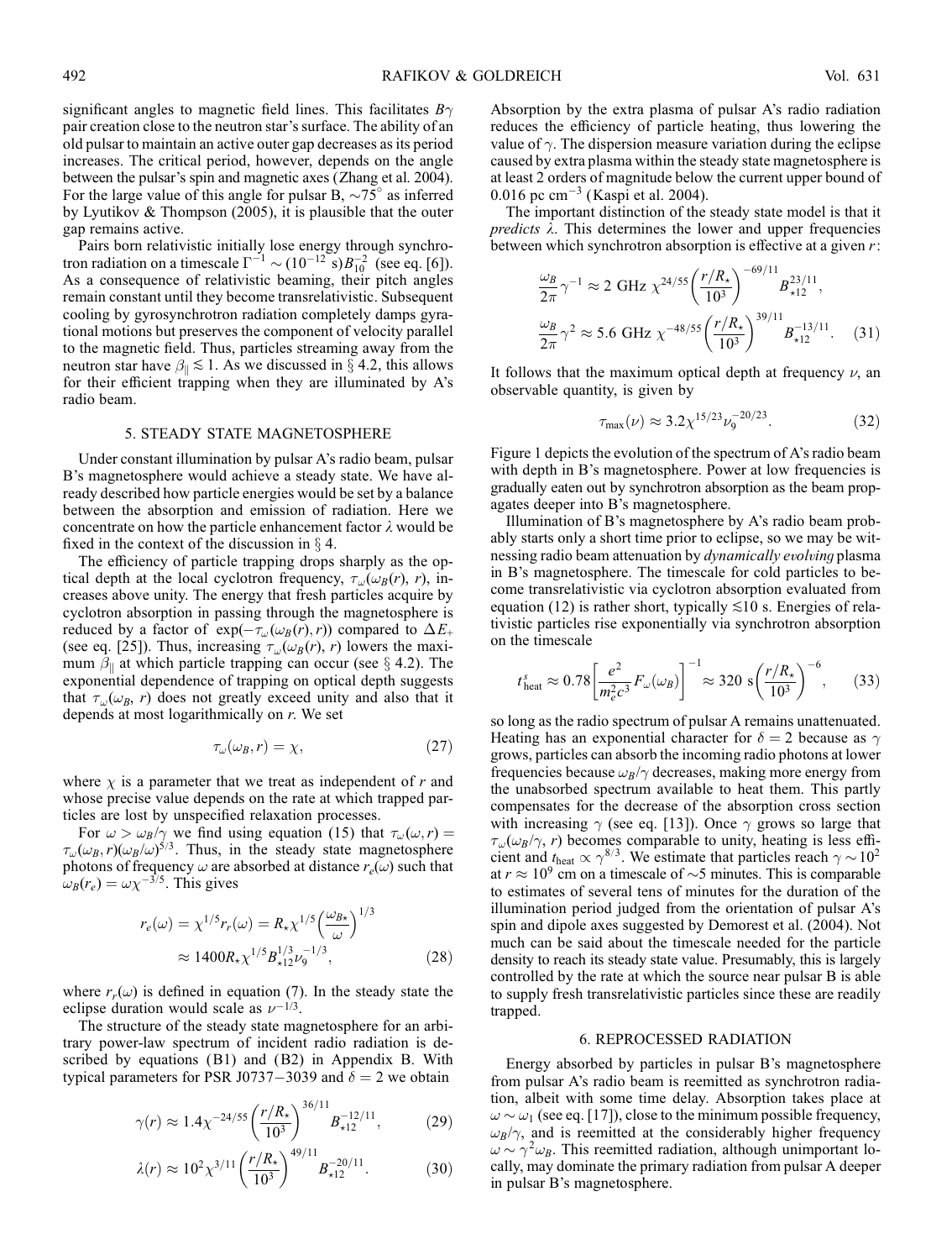significant angles to magnetic field lines. This facilitates $B\gamma$ pair creation close to the neutron star's surface. The ability of an old pulsar to maintain an active outer gap decreases as its period increases. The critical period, however, depends on the angle between the pulsar's spin and magnetic axes (Zhang et al. 2004). For the large value of this angle for pulsar B, $\sim 75°$ as inferred by Lyutikov & Thompson (2005), it is plausible that the outer gap remains active.

Pairs born relativistic initially lose energy through synchrotron radiation on a timescale $\Gamma^{-1} \sim (10^{-12}\ \mathrm{s}) B_{10}^{-2}$ (see eq. [6]). As a consequence of relativistic beaming, their pitch angles remain constant until they become transrelativistic. Subsequent cooling by gyrosynchrotron radiation completely damps gyrational motions but preserves the component of velocity parallel to the magnetic field. Thus, particles streaming away from the neutron star have $\beta_\parallel \lesssim 1$. As we discussed in § 4.2, this allows for their efficient trapping when they are illuminated by A's radio beam.

## 5. STEADY STATE MAGNETOSPHERE

Under constant illumination by pulsar A's radio beam, pulsar B's magnetosphere would achieve a steady state. We have already described how particle energies would be set by a balance between the absorption and emission of radiation. Here we concentrate on how the particle enhancement factor $\lambda$ would be fixed in the context of the discussion in § 4.

The efficiency of particle trapping drops sharply as the optical depth at the local cyclotron frequency, $\tau_\omega(\omega_B(r), r)$, increases above unity. The energy that fresh particles acquire by cyclotron absorption in passing through the magnetosphere is reduced by a factor of $\exp(-\tau_\omega(\omega_B(r), r))$ compared to $\Delta E_+$ (see eq. [25]). Thus, increasing $\tau_\omega(\omega_B(r), r)$ lowers the maximum $\beta_\parallel$ at which particle trapping can occur (see § 4.2). The exponential dependence of trapping on optical depth suggests that $\tau_\omega(\omega_B, r)$ does not greatly exceed unity and also that it depends at most logarithmically on $r$. We set

$$\tau_\omega(\omega_B, r) = \chi, \tag{27}$$

where $\chi$ is a parameter that we treat as independent of $r$ and whose precise value depends on the rate at which trapped particles are lost by unspecified relaxation processes.

For $\omega > \omega_B/\gamma$ we find using equation (15) that $\tau_\omega(\omega, r) = \tau_\omega(\omega_B, r)(\omega_B/\omega)^{5/3}$. Thus, in the steady state magnetosphere photons of frequency $\omega$ are absorbed at distance $r_e(\omega)$ such that $\omega_B(r_e) = \omega\chi^{-3/5}$. This gives

$$r_e(\omega) = \chi^{1/5} r_r(\omega) = R_\star \chi^{1/5} \left(\frac{\omega_{B\star}}{\omega}\right)^{1/3} \approx 1400 R_\star \chi^{1/5} B_{\star 12}^{1/3} \nu_9^{-1/3}, \tag{28}$$

where $r_r(\omega)$ is defined in equation (7). In the steady state the eclipse duration would scale as $\nu^{-1/3}$.

The structure of the steady state magnetosphere for an arbitrary power-law spectrum of incident radio radiation is described by equations (B1) and (B2) in Appendix B. With typical parameters for PSR J0737−3039 and $\delta = 2$ we obtain

$$\gamma(r) \approx 1.4 \chi^{-24/55} \left(\frac{r/R_\star}{10^3}\right)^{36/11} B_{\star 12}^{-12/11}, \tag{29}$$

$$\lambda(r) \approx 10^2 \chi^{3/11} \left(\frac{r/R_\star}{10^3}\right)^{49/11} B_{\star 12}^{-20/11}. \tag{30}$$

Absorption by the extra plasma of pulsar A's radio radiation reduces the efficiency of particle heating, thus lowering the value of $\gamma$. The dispersion measure variation during the eclipse caused by extra plasma within the steady state magnetosphere is at least 2 orders of magnitude below the current upper bound of 0.016 pc cm$^{-3}$ (Kaspi et al. 2004).

The important distinction of the steady state model is that it *predicts* $\lambda$. This determines the lower and upper frequencies between which synchrotron absorption is effective at a given $r$:

$$\frac{\omega_B}{2\pi}\gamma^{-1} \approx 2\ \mathrm{GHz}\ \chi^{24/55} \left(\frac{r/R_\star}{10^3}\right)^{-69/11} B_{\star 12}^{23/11},$$
$$\frac{\omega_B}{2\pi}\gamma^{2} \approx 5.6\ \mathrm{GHz}\ \chi^{-48/55} \left(\frac{r/R_\star}{10^3}\right)^{39/11} B_{\star 12}^{-13/11}. \tag{31}$$

It follows that the maximum optical depth at frequency $\nu$, an observable quantity, is given by

$$\tau_{\max}(\nu) \approx 3.2 \chi^{15/23} \nu_9^{-20/23}. \tag{32}$$

Figure 1 depicts the evolution of the spectrum of A's radio beam with depth in B's magnetosphere. Power at low frequencies is gradually eaten out by synchrotron absorption as the beam propagates deeper into B's magnetosphere.

Illumination of B's magnetosphere by A's radio beam probably starts only a short time prior to eclipse, so we may be witnessing radio beam attenuation by *dynamically evolving* plasma in B's magnetosphere. The timescale for cold particles to become transrelativistic via cyclotron absorption evaluated from equation (12) is rather short, typically $\lesssim 10$ s. Energies of relativistic particles rise exponentially via synchrotron absorption on the timescale

$$t_{\mathrm{heat}}^s \approx 0.78 \left[\frac{e^2}{m_e^2 c^3} F_\omega(\omega_B)\right]^{-1} \approx 320\ \mathrm{s} \left(\frac{r/R_\star}{10^3}\right)^{-6}, \tag{33}$$

so long as the radio spectrum of pulsar A remains unattenuated. Heating has an exponential character for $\delta = 2$ because as $\gamma$ grows, particles can absorb the incoming radio photons at lower frequencies because $\omega_B/\gamma$ decreases, making more energy from the unabsorbed spectrum available to heat them. This partly compensates for the decrease of the absorption cross section with increasing $\gamma$ (see eq. [13]). Once $\gamma$ grows so large that $\tau_\omega(\omega_B/\gamma, r)$ becomes comparable to unity, heating is less efficient and $t_{\mathrm{heat}} \propto \gamma^{8/3}$. We estimate that particles reach $\gamma \sim 10^2$ at $r \approx 10^9$ cm on a timescale of $\sim 5$ minutes. This is comparable to estimates of several tens of minutes for the duration of the illumination period judged from the orientation of pulsar A's spin and dipole axes suggested by Demorest et al. (2004). Not much can be said about the timescale needed for the particle density to reach its steady state value. Presumably, this is largely controlled by the rate at which the source near pulsar B is able to supply fresh transrelativistic particles since these are readily trapped.

## 6. REPROCESSED RADIATION

Energy absorbed by particles in pulsar B's magnetosphere from pulsar A's radio beam is reemitted as synchrotron radiation, albeit with some time delay. Absorption takes place at $\omega \sim \omega_1$ (see eq. [17]), close to the minimum possible frequency, $\omega_B/\gamma$, and is reemitted at the considerably higher frequency $\omega \sim \gamma^2 \omega_B$. This reemitted radiation, although unimportant locally, may dominate the primary radiation from pulsar A deeper in pulsar B's magnetosphere.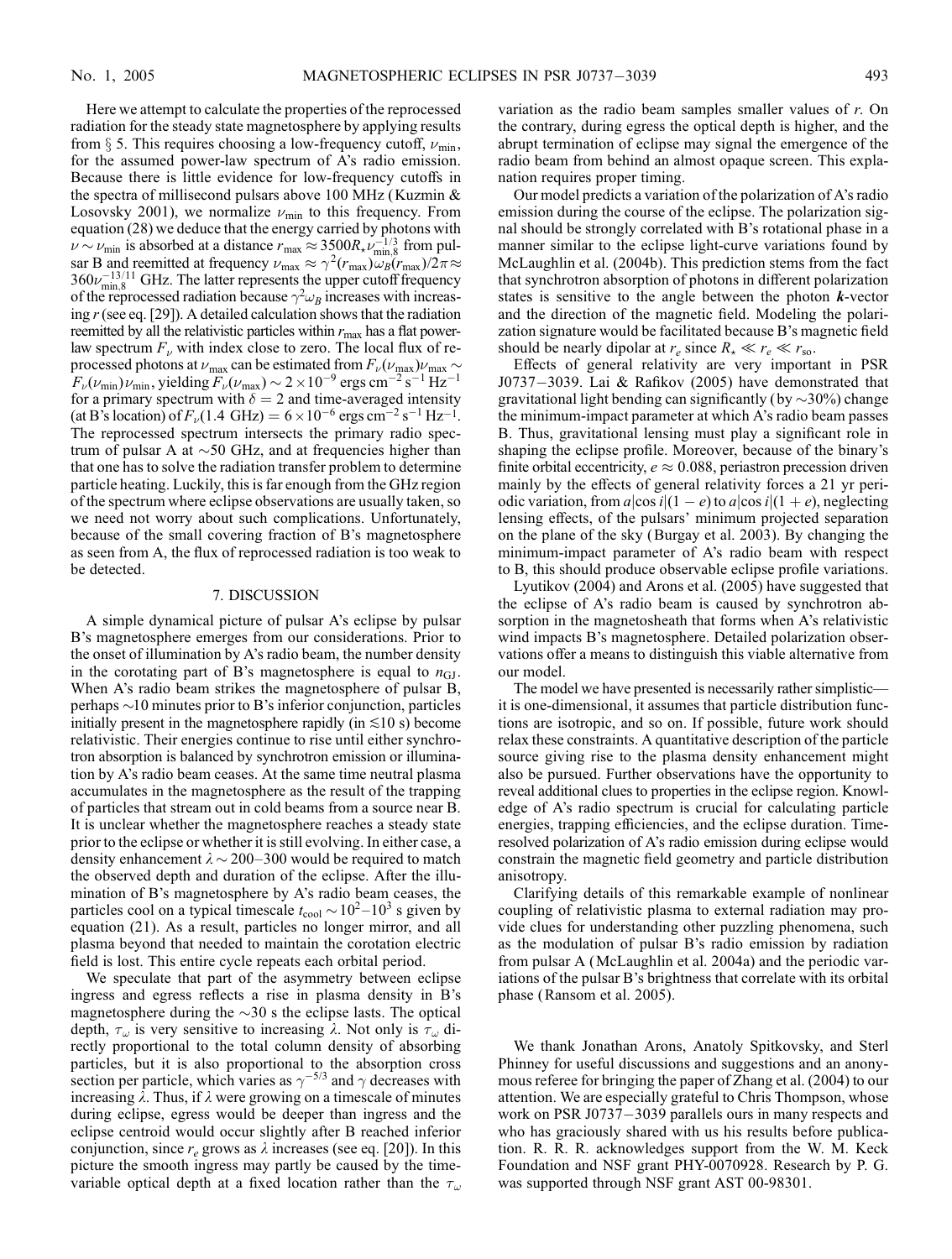Here we attempt to calculate the properties of the reprocessed radiation for the steady state magnetosphere by applying results from § 5. This requires choosing a low-frequency cutoff, $\nu_{\min}$, for the assumed power-law spectrum of A's radio emission. Because there is little evidence for low-frequency cutoffs in the spectra of millisecond pulsars above 100 MHz (Kuzmin & Losovsky 2001), we normalize $\nu_{\min}$ to this frequency. From equation (28) we deduce that the energy carried by photons with $\nu \sim \nu_{\min}$ is absorbed at a distance $r_{\max} \approx 3500 R_{\star} \nu_{\min,8}^{-1/3}$ from pulsar B and reemitted at frequency $\nu_{\max} \approx \gamma^2(r_{\max})\omega_B(r_{\max})/2\pi \approx 360 \nu_{\min,8}^{-13/11}$ GHz. The latter represents the upper cutoff frequency of the reprocessed radiation because $\gamma^2 \omega_B$ increases with increasing $r$ (see eq. [29]). A detailed calculation shows that the radiation reemitted by all the relativistic particles within $r_{\max}$ has a flat power-law spectrum $F_\nu$ with index close to zero. The local flux of reprocessed photons at $\nu_{\max}$ can be estimated from $F_\nu(\nu_{\max})\nu_{\max} \sim F_\nu(\nu_{\min})\nu_{\min}$, yielding $F_\nu(\nu_{\max}) \sim 2 \times 10^{-9}$ ergs cm$^{-2}$ s$^{-1}$ Hz$^{-1}$ for a primary spectrum with $\delta = 2$ and time-averaged intensity (at B's location) of $F_\nu(1.4 \text{ GHz}) = 6 \times 10^{-6}$ ergs cm$^{-2}$ s$^{-1}$ Hz$^{-1}$. The reprocessed spectrum intersects the primary radio spectrum of pulsar A at $\sim$50 GHz, and at frequencies higher than that one has to solve the radiation transfer problem to determine particle heating. Luckily, this is far enough from the GHz region of the spectrum where eclipse observations are usually taken, so we need not worry about such complications. Unfortunately, because of the small covering fraction of B's magnetosphere as seen from A, the flux of reprocessed radiation is too weak to be detected.

## 7. DISCUSSION

A simple dynamical picture of pulsar A's eclipse by pulsar B's magnetosphere emerges from our considerations. Prior to the onset of illumination by A's radio beam, the number density in the corotating part of B's magnetosphere is equal to $n_{\rm GJ}$. When A's radio beam strikes the magnetosphere of pulsar B, perhaps $\sim$10 minutes prior to B's inferior conjunction, particles initially present in the magnetosphere rapidly (in $\lesssim$10 s) become relativistic. Their energies continue to rise until either synchrotron absorption is balanced by synchrotron emission or illumination by A's radio beam ceases. At the same time neutral plasma accumulates in the magnetosphere as the result of the trapping of particles that stream out in cold beams from a source near B. It is unclear whether the magnetosphere reaches a steady state prior to the eclipse or whether it is still evolving. In either case, a density enhancement $\lambda \sim 200$–$300$ would be required to match the observed depth and duration of the eclipse. After the illumination of B's magnetosphere by A's radio beam ceases, the particles cool on a typical timescale $t_{\rm cool} \sim 10^2$–$10^3$ s given by equation (21). As a result, particles no longer mirror, and all plasma beyond that needed to maintain the corotation electric field is lost. This entire cycle repeats each orbital period.

We speculate that part of the asymmetry between eclipse ingress and egress reflects a rise in plasma density in B's magnetosphere during the $\sim$30 s the eclipse lasts. The optical depth, $\tau_\omega$ is very sensitive to increasing $\lambda$. Not only is $\tau_\omega$ directly proportional to the total column density of absorbing particles, but it is also proportional to the absorption cross section per particle, which varies as $\gamma^{-5/3}$ and $\gamma$ decreases with increasing $\lambda$. Thus, if $\lambda$ were growing on a timescale of minutes during eclipse, egress would be deeper than ingress and the eclipse centroid would occur slightly after B reached inferior conjunction, since $r_e$ grows as $\lambda$ increases (see eq. [20]). In this picture the smooth ingress may partly be caused by the time-variable optical depth at a fixed location rather than the $\tau_\omega$ variation as the radio beam samples smaller values of $r$. On the contrary, during egress the optical depth is higher, and the abrupt termination of eclipse may signal the emergence of the radio beam from behind an almost opaque screen. This explanation requires proper timing.

Our model predicts a variation of the polarization of A's radio emission during the course of the eclipse. The polarization signal should be strongly correlated with B's rotational phase in a manner similar to the eclipse light-curve variations found by McLaughlin et al. (2004b). This prediction stems from the fact that synchrotron absorption of photons in different polarization states is sensitive to the angle between the photon ***k***-vector and the direction of the magnetic field. Modeling the polarization signature would be facilitated because B's magnetic field should be nearly dipolar at $r_e$ since $R_\star \ll r_e \ll r_{\rm so}$.

Effects of general relativity are very important in PSR J0737−3039. Lai & Rafikov (2005) have demonstrated that gravitational light bending can significantly (by $\sim$30%) change the minimum-impact parameter at which A's radio beam passes B. Thus, gravitational lensing must play a significant role in shaping the eclipse profile. Moreover, because of the binary's finite orbital eccentricity, $e \approx 0.088$, periastron precession driven mainly by the effects of general relativity forces a 21 yr periodic variation, from $a|\cos i|(1-e)$ to $a|\cos i|(1+e)$, neglecting lensing effects, of the pulsars' minimum projected separation on the plane of the sky (Burgay et al. 2003). By changing the minimum-impact parameter of A's radio beam with respect to B, this should produce observable eclipse profile variations.

Lyutikov (2004) and Arons et al. (2005) have suggested that the eclipse of A's radio beam is caused by synchrotron absorption in the magnetosheath that forms when A's relativistic wind impacts B's magnetosphere. Detailed polarization observations offer a means to distinguish this viable alternative from our model.

The model we have presented is necessarily rather simplistic—it is one-dimensional, it assumes that particle distribution functions are isotropic, and so on. If possible, future work should relax these constraints. A quantitative description of the particle source giving rise to the plasma density enhancement might also be pursued. Further observations have the opportunity to reveal additional clues to properties in the eclipse region. Knowledge of A's radio spectrum is crucial for calculating particle energies, trapping efficiencies, and the eclipse duration. Time-resolved polarization of A's radio emission during eclipse would constrain the magnetic field geometry and particle distribution anisotropy.

Clarifying details of this remarkable example of nonlinear coupling of relativistic plasma to external radiation may provide clues for understanding other puzzling phenomena, such as the modulation of pulsar B's radio emission by radiation from pulsar A (McLaughlin et al. 2004a) and the periodic variations of the pulsar B's brightness that correlate with its orbital phase (Ransom et al. 2005).

We thank Jonathan Arons, Anatoly Spitkovsky, and Sterl Phinney for useful discussions and suggestions and an anonymous referee for bringing the paper of Zhang et al. (2004) to our attention. We are especially grateful to Chris Thompson, whose work on PSR J0737−3039 parallels ours in many respects and who has graciously shared with us his results before publication. R. R. R. acknowledges support from the W. M. Keck Foundation and NSF grant PHY-0070928. Research by P. G. was supported through NSF grant AST 00-98301.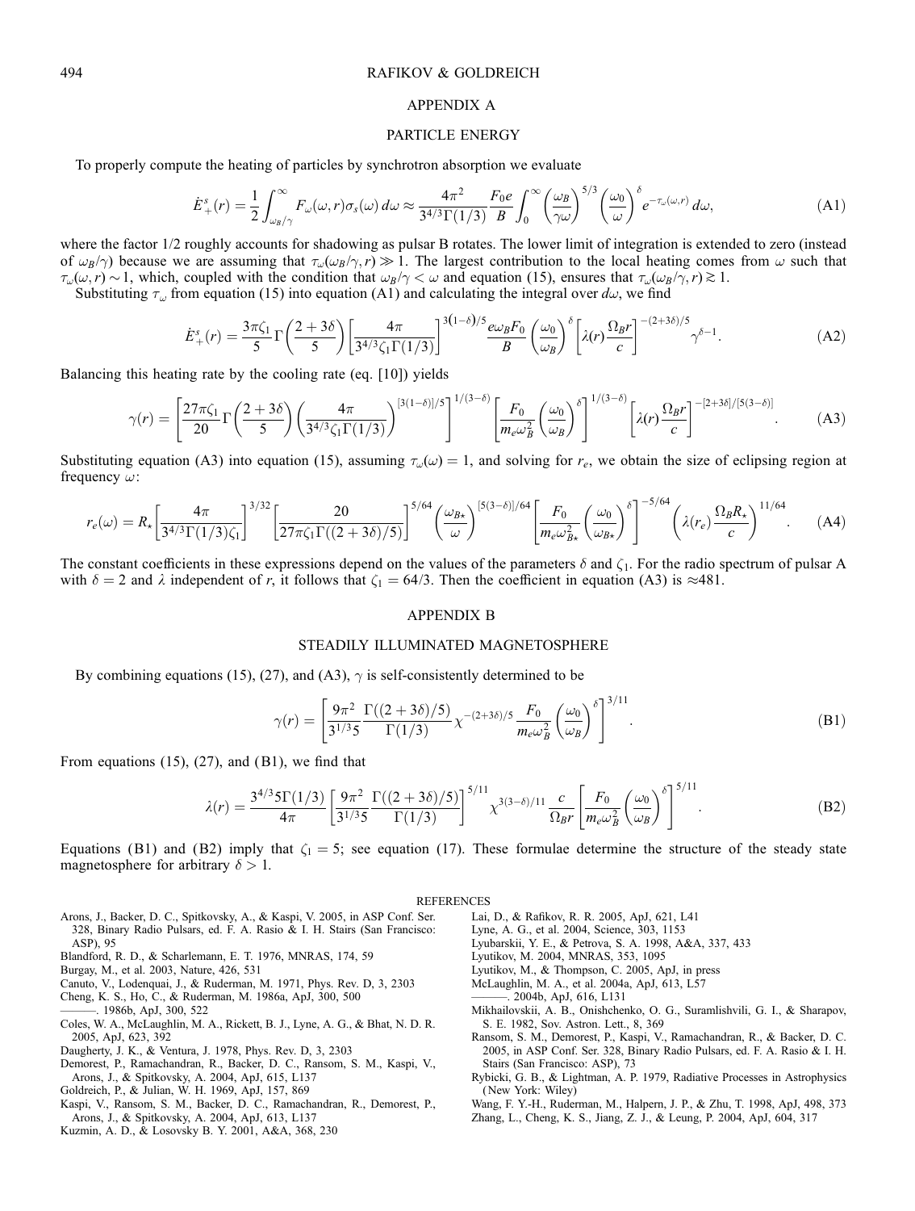## APPENDIX A

## PARTICLE ENERGY

To properly compute the heating of particles by synchrotron absorption we evaluate

$$\dot{E}_+^s(r) = \frac{1}{2}\int_{\omega_B/\gamma}^{\infty} F_\omega(\omega, r)\sigma_s(\omega)\, d\omega \approx \frac{4\pi^2}{3^{4/3}\Gamma(1/3)}\frac{F_0 e}{B}\int_0^\infty \left(\frac{\omega_B}{\gamma\omega}\right)^{5/3}\left(\frac{\omega_0}{\omega}\right)^{\delta} e^{-\tau_\omega(\omega, r)}\, d\omega, \tag{A1}$$

where the factor 1/2 roughly accounts for shadowing as pulsar B rotates. The lower limit of integration is extended to zero (instead of $\omega_B/\gamma$) because we are assuming that $\tau_\omega(\omega_B/\gamma, r) \gg 1$. The largest contribution to the local heating comes from $\omega$ such that $\tau_\omega(\omega, r) \sim 1$, which, coupled with the condition that $\omega_B/\gamma < \omega$ and equation (15), ensures that $\tau_\omega(\omega_B/\gamma, r) \gtrsim 1$.

Substituting $\tau_\omega$ from equation (15) into equation (A1) and calculating the integral over $d\omega$, we find

$$\dot{E}_+^s(r) = \frac{3\pi\zeta_1}{5}\Gamma\left(\frac{2+3\delta}{5}\right)\left[\frac{4\pi}{3^{4/3}\zeta_1\Gamma(1/3)}\right]^{3(1-\delta)/5}\frac{e\omega_B F_0}{B}\left(\frac{\omega_0}{\omega_B}\right)^{\delta}\left[\lambda(r)\frac{\Omega_B r}{c}\right]^{-(2+3\delta)/5}\gamma^{\delta-1}. \tag{A2}$$

Balancing this heating rate by the cooling rate (eq. [10]) yields

$$\gamma(r) = \left[\frac{27\pi\zeta_1}{20}\Gamma\left(\frac{2+3\delta}{5}\right)\left(\frac{4\pi}{3^{4/3}\zeta_1\Gamma(1/3)}\right)^{[3(1-\delta)]/5}\right]^{1/(3-\delta)}\left[\frac{F_0}{m_e\omega_B^2}\left(\frac{\omega_0}{\omega_B}\right)^{\delta}\right]^{1/(3-\delta)}\left[\lambda(r)\frac{\Omega_B r}{c}\right]^{-[2+3\delta]/[5(3-\delta)]}. \tag{A3}$$

Substituting equation (A3) into equation (15), assuming $\tau_\omega(\omega) = 1$, and solving for $r_e$, we obtain the size of eclipsing region at frequency $\omega$:

$$r_e(\omega) = R_\star\left[\frac{4\pi}{3^{4/3}\Gamma(1/3)\zeta_1}\right]^{3/32}\left[\frac{20}{27\pi\zeta_1\Gamma((2+3\delta)/5)}\right]^{5/64}\left(\frac{\omega_{B\star}}{\omega}\right)^{[5(3-\delta)]/64}\left[\frac{F_0}{m_e\omega_{B\star}^2}\left(\frac{\omega_0}{\omega_{B\star}}\right)^{\delta}\right]^{-5/64}\left(\lambda(r_e)\frac{\Omega_B R_\star}{c}\right)^{11/64}. \tag{A4}$$

The constant coefficients in these expressions depend on the values of the parameters $\delta$ and $\zeta_1$. For the radio spectrum of pulsar A with $\delta = 2$ and $\lambda$ independent of $r$, it follows that $\zeta_1 = 64/3$. Then the coefficient in equation (A3) is $\approx 481$.

## APPENDIX B

## STEADILY ILLUMINATED MAGNETOSPHERE

By combining equations (15), (27), and (A3), $\gamma$ is self-consistently determined to be

$$\gamma(r) = \left[\frac{9\pi^2}{3^{1/3}5}\frac{\Gamma((2+3\delta)/5)}{\Gamma(1/3)}\chi^{-(2+3\delta)/5}\frac{F_0}{m_e\omega_B^2}\left(\frac{\omega_0}{\omega_B}\right)^{\delta}\right]^{3/11}. \tag{B1}$$

From equations (15), (27), and (B1), we find that

$$\lambda(r) = \frac{3^{4/3}5\Gamma(1/3)}{4\pi}\left[\frac{9\pi^2}{3^{1/3}5}\frac{\Gamma((2+3\delta)/5)}{\Gamma(1/3)}\right]^{5/11}\chi^{3(3-\delta)/11}\frac{c}{\Omega_B r}\left[\frac{F_0}{m_e\omega_B^2}\left(\frac{\omega_0}{\omega_B}\right)^{\delta}\right]^{5/11}. \tag{B2}$$

Equations (B1) and (B2) imply that $\zeta_1 = 5$; see equation (17). These formulae determine the structure of the steady state magnetosphere for arbitrary $\delta > 1$.

## REFERENCES

Arons, J., Backer, D. C., Spitkovsky, A., & Kaspi, V. 2005, in ASP Conf. Ser. 328, Binary Radio Pulsars, ed. F. A. Rasio & I. H. Stairs (San Francisco: ASP), 95

Blandford, R. D., & Scharlemann, E. T. 1976, MNRAS, 174, 59

Burgay, M., et al. 2003, Nature, 426, 531

Canuto, V., Lodenquai, J., & Ruderman, M. 1971, Phys. Rev. D, 3, 2303

Cheng, K. S., Ho, C., & Ruderman, M. 1986a, ApJ, 300, 500

———. 1986b, ApJ, 300, 522

Coles, W. A., McLaughlin, M. A., Rickett, B. J., Lyne, A. G., & Bhat, N. D. R. 2005, ApJ, 623, 392

Daugherty, J. K., & Ventura, J. 1978, Phys. Rev. D, 3, 2303

Demorest, P., Ramachandran, R., Backer, D. C., Ransom, S. M., Kaspi, V., Arons, J., & Spitkovsky, A. 2004, ApJ, 615, L137

Goldreich, P., & Julian, W. H. 1969, ApJ, 157, 869

Kaspi, V., Ransom, S. M., Backer, D. C., Ramachandran, R., Demorest, P., Arons, J., & Spitkovsky, A. 2004, ApJ, 613, L137

Kuzmin, A. D., & Losovsky B. Y. 2001, A&A, 368, 230

Lai, D., & Rafikov, R. R. 2005, ApJ, 621, L41

Lyne, A. G., et al. 2004, Science, 303, 1153

Lyubarskii, Y. E., & Petrova, S. A. 1998, A&A, 337, 433

Lyutikov, M. 2004, MNRAS, 353, 1095

Lyutikov, M., & Thompson, C. 2005, ApJ, in press

McLaughlin, M. A., et al. 2004a, ApJ, 613, L57

———. 2004b, ApJ, 616, L131

Mikhailovskii, A. B., Onishchenko, O. G., Suramlishvili, G. I., & Sharapov, S. E. 1982, Sov. Astron. Lett., 8, 369

Ransom, S. M., Demorest, P., Kaspi, V., Ramachandran, R., & Backer, D. C. 2005, in ASP Conf. Ser. 328, Binary Radio Pulsars, ed. F. A. Rasio & I. H. Stairs (San Francisco: ASP), 73

Rybicki, G. B., & Lightman, A. P. 1979, Radiative Processes in Astrophysics (New York: Wiley)

Wang, F. Y.-H., Ruderman, M., Halpern, J. P., & Zhu, T. 1998, ApJ, 498, 373

Zhang, L., Cheng, K. S., Jiang, Z. J., & Leung, P. 2004, ApJ, 604, 317